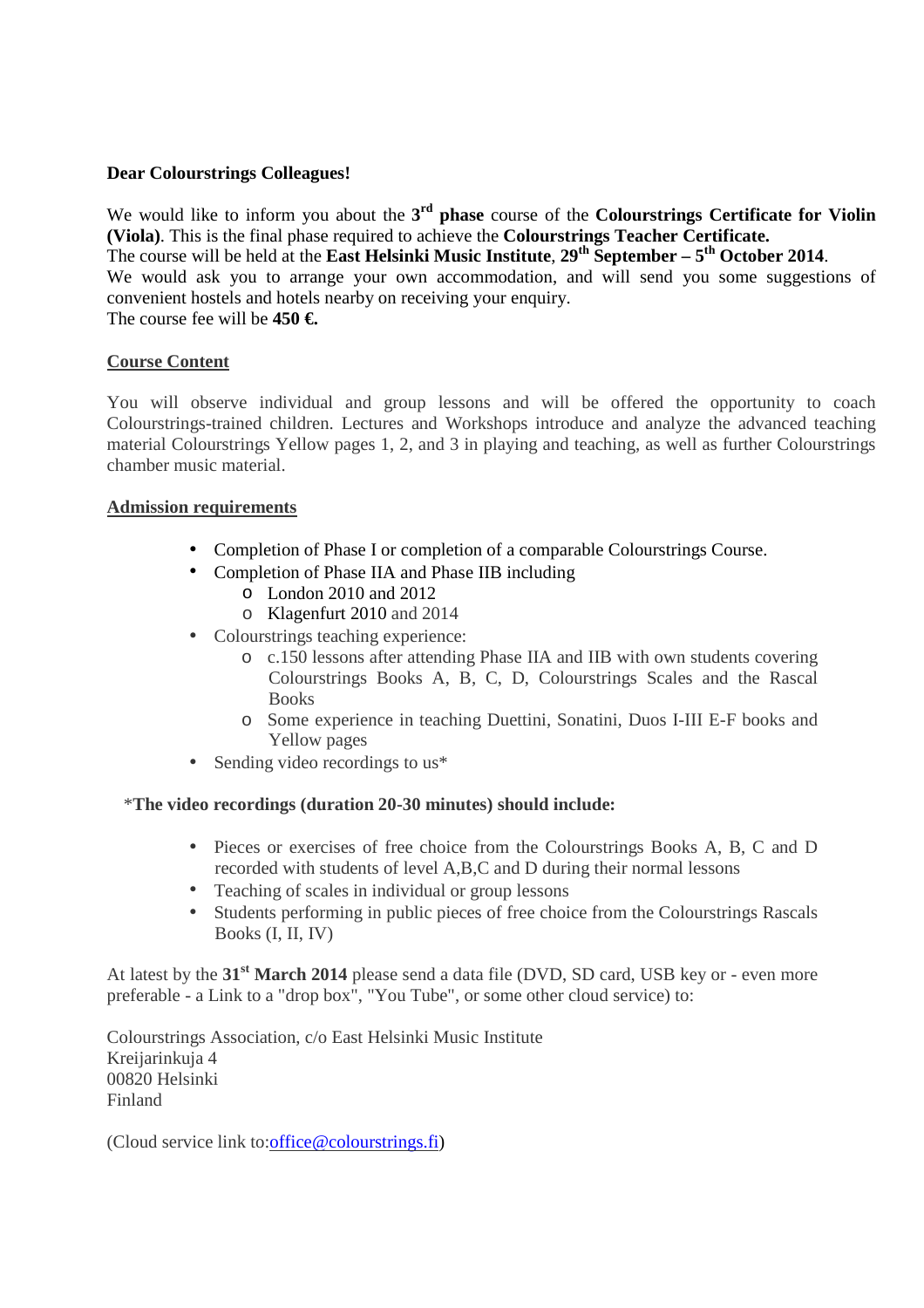**Dear Colourstrings Colleagues!**

We would like to inform you about the **3rd phase** course of the **Colourstrings Certificate for Violin (Viola)**. This is the final phase required to achieve the **Colourstrings Teacher Certificate.**
The course will be held at the **East Helsinki Music Institute**, **29th September – 5th October 2014**.
We would ask you to arrange your own accommodation, and will send you some suggestions of convenient hostels and hotels nearby on receiving your enquiry.
The course fee will be **450 €.**

## Course Content

You will observe individual and group lessons and will be offered the opportunity to coach Colourstrings-trained children. Lectures and Workshops introduce and analyze the advanced teaching material Colourstrings Yellow pages 1, 2, and 3 in playing and teaching, as well as further Colourstrings chamber music material.

## Admission requirements

- Completion of Phase I or completion of a comparable Colourstrings Course.
- Completion of Phase IIA and Phase IIB including
  - London 2010 and 2012
  - Klagenfurt 2010 and 2014
- Colourstrings teaching experience:
  - c.150 lessons after attending Phase IIA and IIB with own students covering Colourstrings Books A, B, C, D, Colourstrings Scales and the Rascal Books
  - Some experience in teaching Duettini, Sonatini, Duos I-III E-F books and Yellow pages
- Sending video recordings to us*

*__The video recordings (duration 20-30 minutes) should include:__

- Pieces or exercises of free choice from the Colourstrings Books A, B, C and D recorded with students of level A,B,C and D during their normal lessons
- Teaching of scales in individual or group lessons
- Students performing in public pieces of free choice from the Colourstrings Rascals Books (I, II, IV)

At latest by the **31st March 2014** please send a data file (DVD, SD card, USB key or - even more preferable - a Link to a "drop box", "You Tube", or some other cloud service) to:

Colourstrings Association, c/o East Helsinki Music Institute
Kreijarinkuja 4
00820 Helsinki
Finland

(Cloud service link to:office@colourstrings.fi)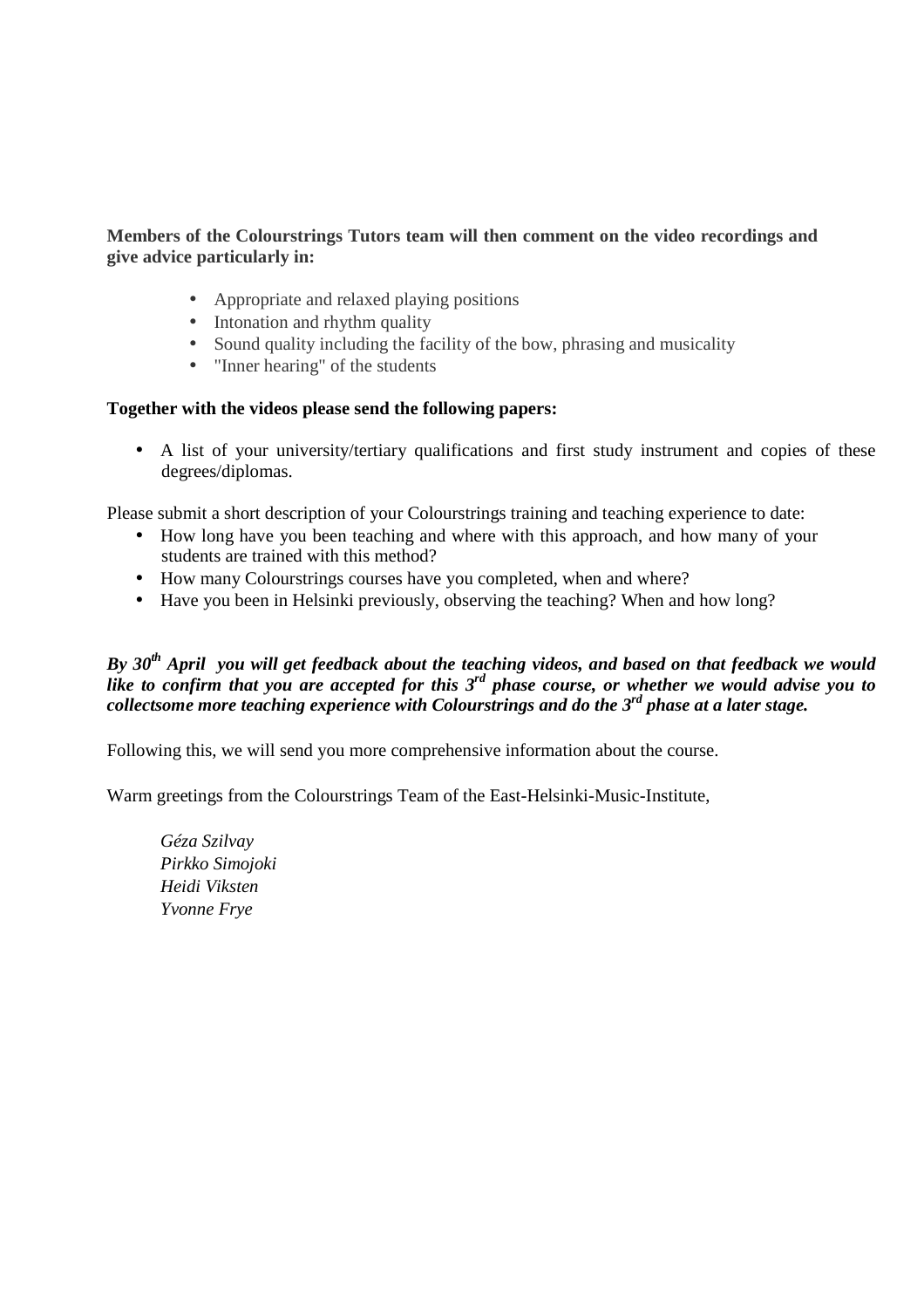**Members of the Colourstrings Tutors team will then comment on the video recordings and give advice particularly in:**

- Appropriate and relaxed playing positions
- Intonation and rhythm quality
- Sound quality including the facility of the bow, phrasing and musicality
- "Inner hearing" of the students

**Together with the videos please send the following papers:**

- A list of your university/tertiary qualifications and first study instrument and copies of these degrees/diplomas.

Please submit a short description of your Colourstrings training and teaching experience to date:

- How long have you been teaching and where with this approach, and how many of your students are trained with this method?
- How many Colourstrings courses have you completed, when and where?
- Have you been in Helsinki previously, observing the teaching? When and how long?

***By 30th April you will get feedback about the teaching videos, and based on that feedback we would like to confirm that you are accepted for this 3rd phase course, or whether we would advise you to collectsome more teaching experience with Colourstrings and do the 3rd phase at a later stage.***

Following this, we will send you more comprehensive information about the course.

Warm greetings from the Colourstrings Team of the East-Helsinki-Music-Institute,

*Géza Szilvay*
*Pirkko Simojoki*
*Heidi Viksten*
*Yvonne Frye*